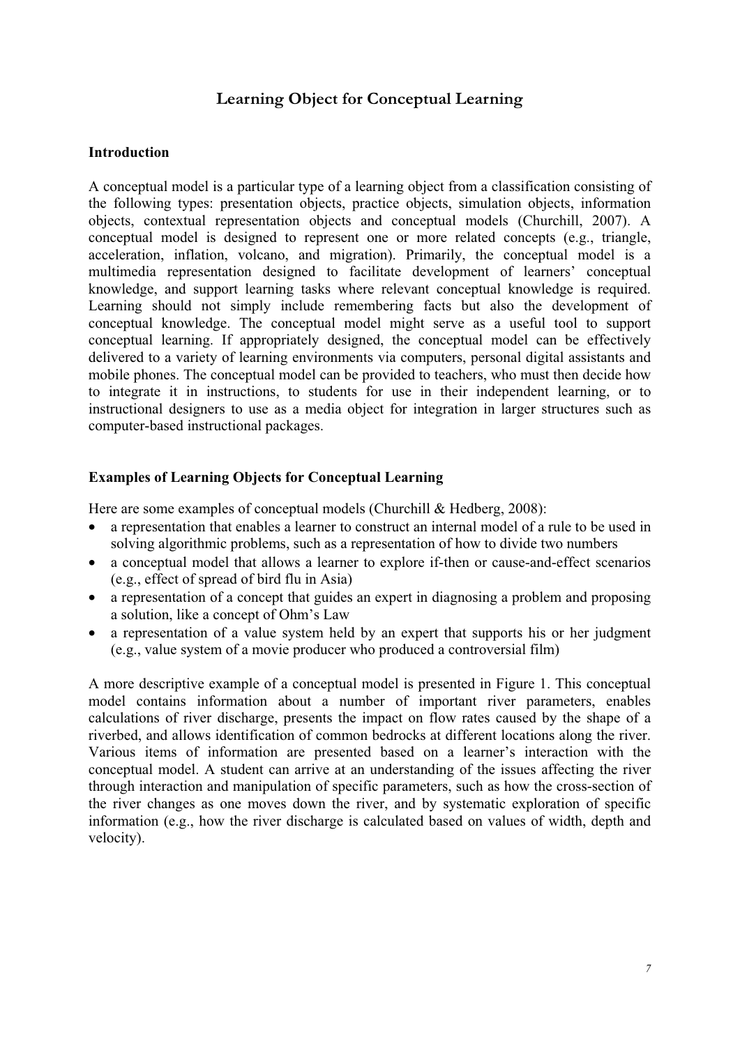# Learning Object for Conceptual Learning

## Introduction

A conceptual model is a particular type of a learning object from a classification consisting of the following types: presentation objects, practice objects, simulation objects, information objects, contextual representation objects and conceptual models (Churchill, 2007). A conceptual model is designed to represent one or more related concepts (e.g., triangle, acceleration, inflation, volcano, and migration). Primarily, the conceptual model is a multimedia representation designed to facilitate development of learners' conceptual knowledge, and support learning tasks where relevant conceptual knowledge is required. Learning should not simply include remembering facts but also the development of conceptual knowledge. The conceptual model might serve as a useful tool to support conceptual learning. If appropriately designed, the conceptual model can be effectively delivered to a variety of learning environments via computers, personal digital assistants and mobile phones. The conceptual model can be provided to teachers, who must then decide how to integrate it in instructions, to students for use in their independent learning, or to instructional designers to use as a media object for integration in larger structures such as computer-based instructional packages.

## Examples of Learning Objects for Conceptual Learning

Here are some examples of conceptual models (Churchill & Hedberg, 2008):

- a representation that enables a learner to construct an internal model of a rule to be used in solving algorithmic problems, such as a representation of how to divide two numbers
- a conceptual model that allows a learner to explore if-then or cause-and-effect scenarios (e.g., effect of spread of bird flu in Asia)
- a representation of a concept that guides an expert in diagnosing a problem and proposing a solution, like a concept of Ohm's Law
- a representation of a value system held by an expert that supports his or her judgment (e.g., value system of a movie producer who produced a controversial film)

A more descriptive example of a conceptual model is presented in Figure 1. This conceptual model contains information about a number of important river parameters, enables calculations of river discharge, presents the impact on flow rates caused by the shape of a riverbed, and allows identification of common bedrocks at different locations along the river. Various items of information are presented based on a learner's interaction with the conceptual model. A student can arrive at an understanding of the issues affecting the river through interaction and manipulation of specific parameters, such as how the cross-section of the river changes as one moves down the river, and by systematic exploration of specific information (e.g., how the river discharge is calculated based on values of width, depth and velocity).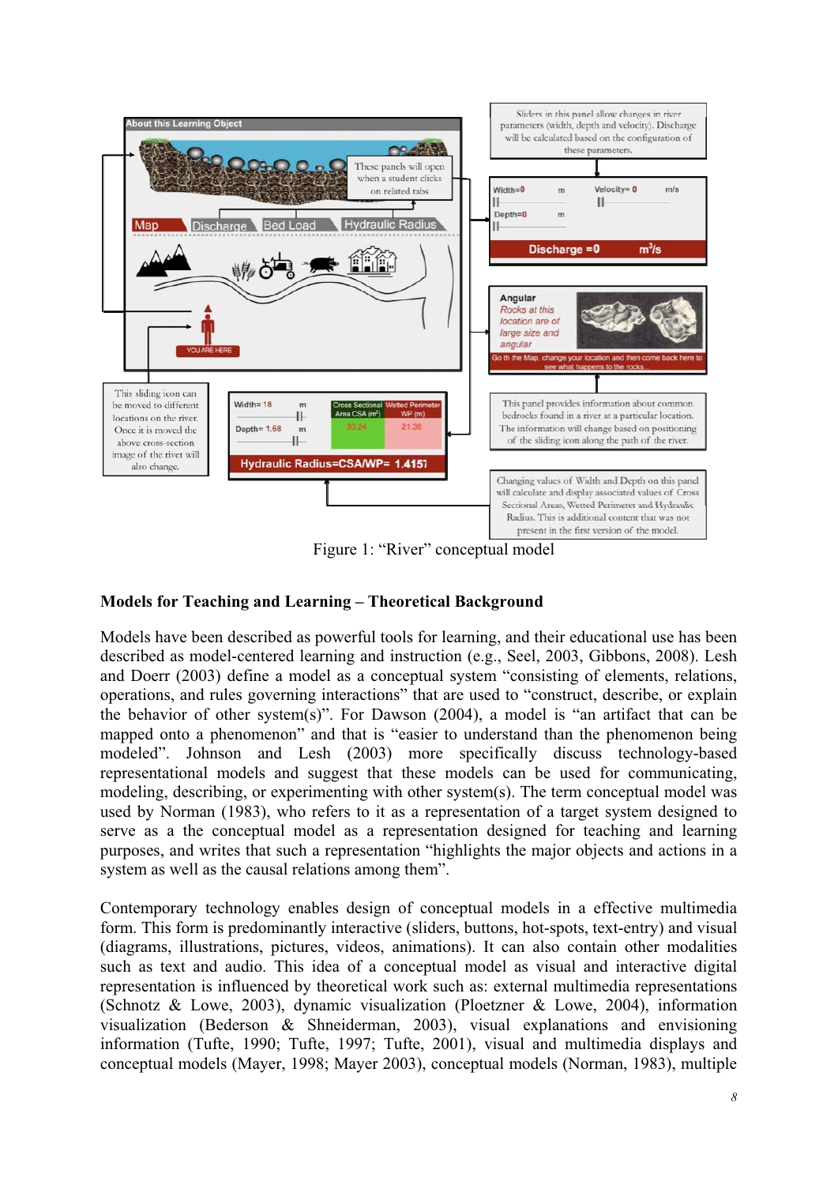Figure 1: "River" conceptual model

**Models for Teaching and Learning – Theoretical Background**

Models have been described as powerful tools for learning, and their educational use has been described as model-centered learning and instruction (e.g., Seel, 2003, Gibbons, 2008). Lesh and Doerr (2003) define a model as a conceptual system "consisting of elements, relations, operations, and rules governing interactions" that are used to "construct, describe, or explain the behavior of other system(s)". For Dawson (2004), a model is "an artifact that can be mapped onto a phenomenon" and that is "easier to understand than the phenomenon being modeled". Johnson and Lesh (2003) more specifically discuss technology-based representational models and suggest that these models can be used for communicating, modeling, describing, or experimenting with other system(s). The term conceptual model was used by Norman (1983), who refers to it as a representation of a target system designed to serve as a the conceptual model as a representation designed for teaching and learning purposes, and writes that such a representation "highlights the major objects and actions in a system as well as the causal relations among them".

Contemporary technology enables design of conceptual models in a effective multimedia form. This form is predominantly interactive (sliders, buttons, hot-spots, text-entry) and visual (diagrams, illustrations, pictures, videos, animations). It can also contain other modalities such as text and audio. This idea of a conceptual model as visual and interactive digital representation is influenced by theoretical work such as: external multimedia representations (Schnotz & Lowe, 2003), dynamic visualization (Ploetzner & Lowe, 2004), information visualization (Bederson & Shneiderman, 2003), visual explanations and envisioning information (Tufte, 1990; Tufte, 1997; Tufte, 2001), visual and multimedia displays and conceptual models (Mayer, 1998; Mayer 2003), conceptual models (Norman, 1983), multiple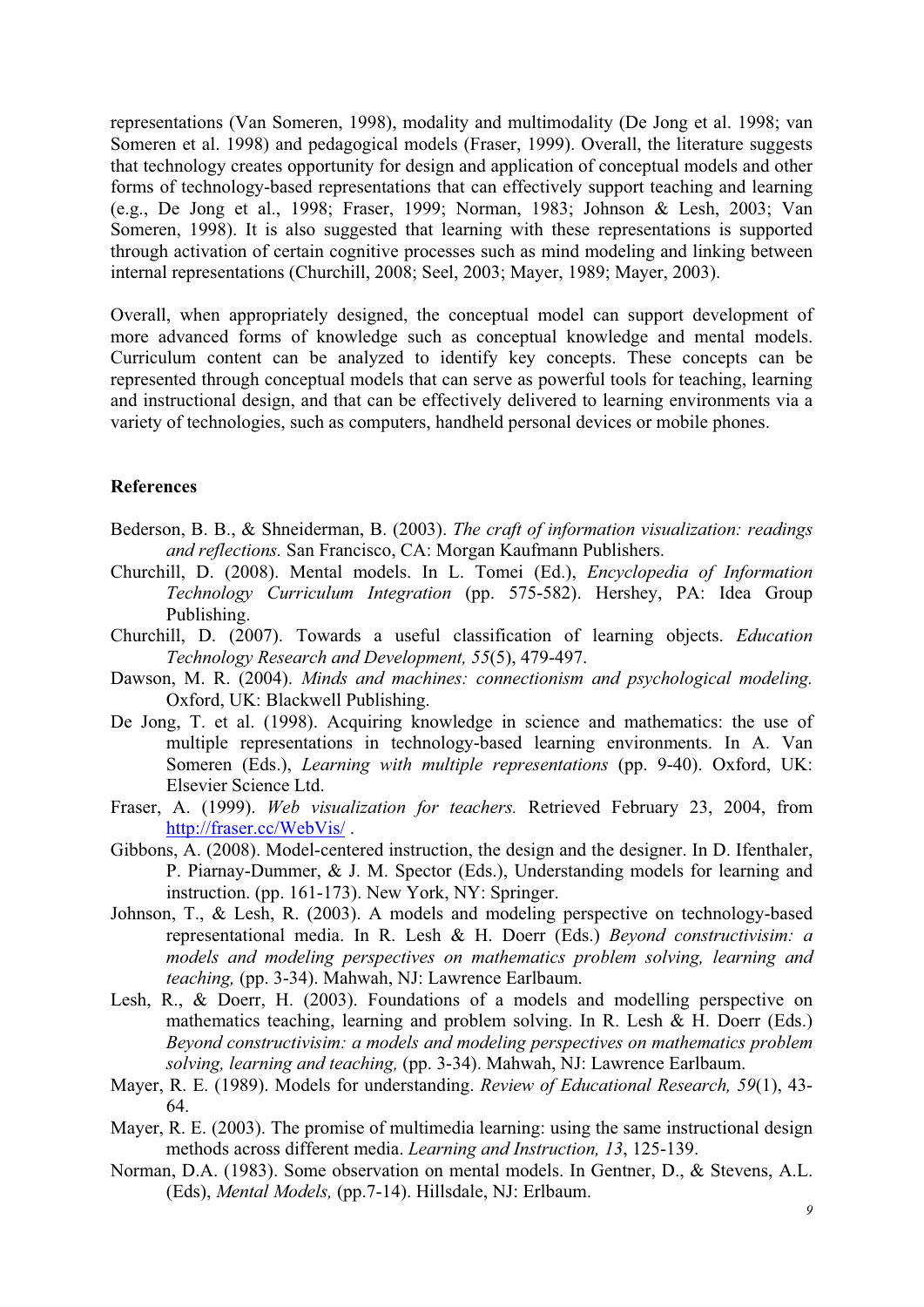representations (Van Someren, 1998), modality and multimodality (De Jong et al. 1998; van Someren et al. 1998) and pedagogical models (Fraser, 1999). Overall, the literature suggests that technology creates opportunity for design and application of conceptual models and other forms of technology-based representations that can effectively support teaching and learning (e.g., De Jong et al., 1998; Fraser, 1999; Norman, 1983; Johnson & Lesh, 2003; Van Someren, 1998). It is also suggested that learning with these representations is supported through activation of certain cognitive processes such as mind modeling and linking between internal representations (Churchill, 2008; Seel, 2003; Mayer, 1989; Mayer, 2003).

Overall, when appropriately designed, the conceptual model can support development of more advanced forms of knowledge such as conceptual knowledge and mental models. Curriculum content can be analyzed to identify key concepts. These concepts can be represented through conceptual models that can serve as powerful tools for teaching, learning and instructional design, and that can be effectively delivered to learning environments via a variety of technologies, such as computers, handheld personal devices or mobile phones.

**References**

Bederson, B. B., & Shneiderman, B. (2003). *The craft of information visualization: readings and reflections.* San Francisco, CA: Morgan Kaufmann Publishers.

Churchill, D. (2008). Mental models. In L. Tomei (Ed.), *Encyclopedia of Information Technology Curriculum Integration* (pp. 575-582). Hershey, PA: Idea Group Publishing.

Churchill, D. (2007). Towards a useful classification of learning objects. *Education Technology Research and Development, 55*(5), 479-497.

Dawson, M. R. (2004). *Minds and machines: connectionism and psychological modeling.* Oxford, UK: Blackwell Publishing.

De Jong, T. et al. (1998). Acquiring knowledge in science and mathematics: the use of multiple representations in technology-based learning environments. In A. Van Someren (Eds.), *Learning with multiple representations* (pp. 9-40). Oxford, UK: Elsevier Science Ltd.

Fraser, A. (1999). *Web visualization for teachers.* Retrieved February 23, 2004, from http://fraser.cc/WebVis/ .

Gibbons, A. (2008). Model-centered instruction, the design and the designer. In D. Ifenthaler, P. Piarnay-Dummer, & J. M. Spector (Eds.), Understanding models for learning and instruction. (pp. 161-173). New York, NY: Springer.

Johnson, T., & Lesh, R. (2003). A models and modeling perspective on technology-based representational media. In R. Lesh & H. Doerr (Eds.) *Beyond constructivisim: a models and modeling perspectives on mathematics problem solving, learning and teaching,* (pp. 3-34). Mahwah, NJ: Lawrence Earlbaum.

Lesh, R., & Doerr, H. (2003). Foundations of a models and modelling perspective on mathematics teaching, learning and problem solving. In R. Lesh & H. Doerr (Eds.) *Beyond constructivisim: a models and modeling perspectives on mathematics problem solving, learning and teaching,* (pp. 3-34). Mahwah, NJ: Lawrence Earlbaum.

Mayer, R. E. (1989). Models for understanding. *Review of Educational Research, 59*(1), 43-64.

Mayer, R. E. (2003). The promise of multimedia learning: using the same instructional design methods across different media. *Learning and Instruction, 13*, 125-139.

Norman, D.A. (1983). Some observation on mental models. In Gentner, D., & Stevens, A.L. (Eds), *Mental Models,* (pp.7-14). Hillsdale, NJ: Erlbaum.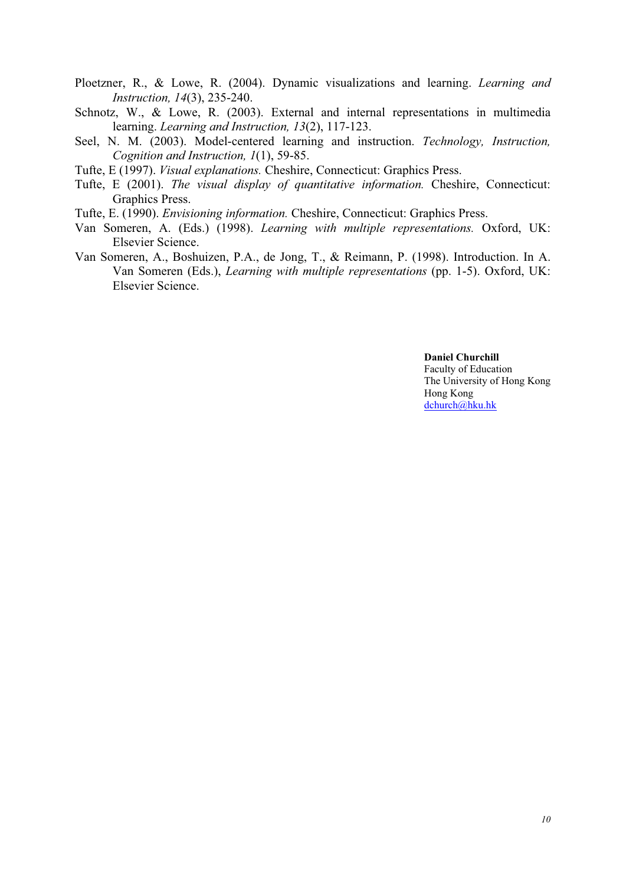Ploetzner, R., & Lowe, R. (2004). Dynamic visualizations and learning. *Learning and Instruction, 14*(3), 235-240.

Schnotz, W., & Lowe, R. (2003). External and internal representations in multimedia learning. *Learning and Instruction, 13*(2), 117-123.

Seel, N. M. (2003). Model-centered learning and instruction. *Technology, Instruction, Cognition and Instruction, 1*(1), 59-85.

Tufte, E (1997). *Visual explanations.* Cheshire, Connecticut: Graphics Press.

Tufte, E (2001). *The visual display of quantitative information.* Cheshire, Connecticut: Graphics Press.

Tufte, E. (1990). *Envisioning information.* Cheshire, Connecticut: Graphics Press.

Van Someren, A. (Eds.) (1998). *Learning with multiple representations.* Oxford, UK: Elsevier Science.

Van Someren, A., Boshuizen, P.A., de Jong, T., & Reimann, P. (1998). Introduction. In A. Van Someren (Eds.), *Learning with multiple representations* (pp. 1-5). Oxford, UK: Elsevier Science.

**Daniel Churchill**
Faculty of Education
The University of Hong Kong
Hong Kong
dchurch@hku.hk